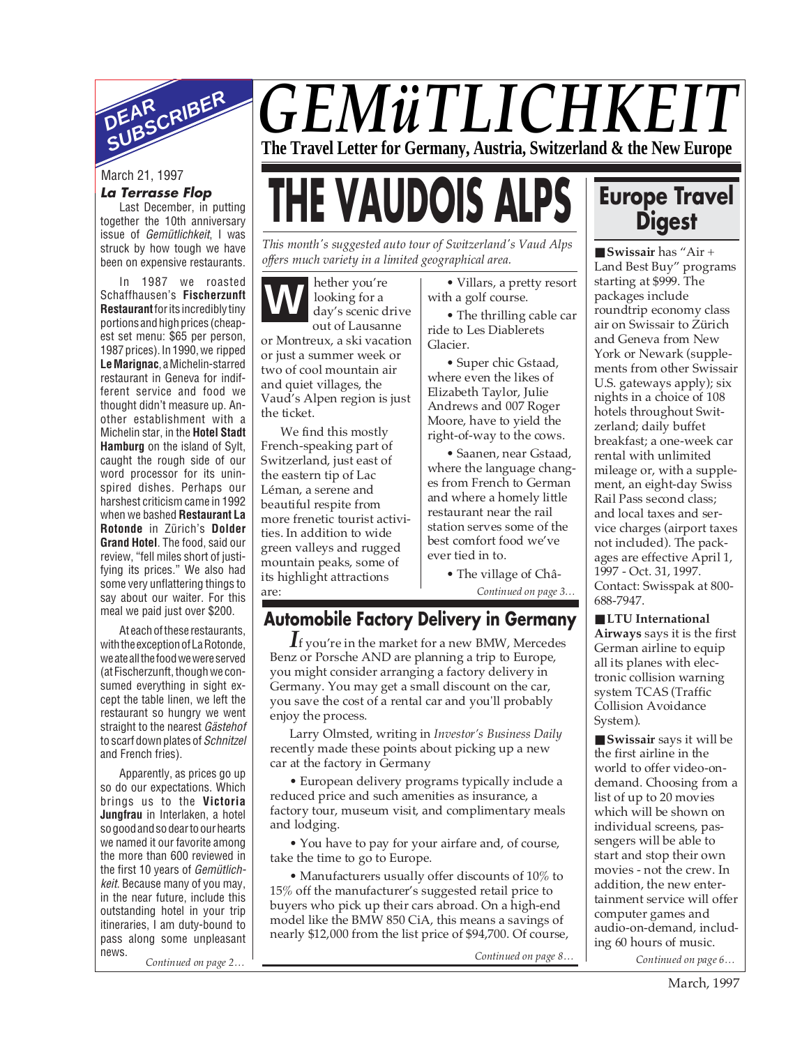# GEMüTLICHKEIT

**The Travel Letter for Germany, Austria, Switzerland & the New Europe**

## DEAR SUBSCRIBER

March 21, 1997

### *La Terrasse Flop*

Last December, in putting together the 10th anniversary issue of *Gemütlichkeit*, I was struck by how tough we have been on expensive restaurants.

In 1987 we roasted Schaffhausen's **Fischerzunft Restaurant** for its incredibly tiny portions and high prices (cheapest set menu: $65 per person, 1987 prices). In 1990, we ripped **Le Marignac**, a Michelin-starred restaurant in Geneva for indifferent service and food we thought didn't measure up. Another establishment with a Michelin star, in the **Hotel Stadt Hamburg** on the island of Sylt, caught the rough side of our word processor for its uninspired dishes. Perhaps our harshest criticism came in 1992 when we bashed **Restaurant La Rotonde** in Zürich's **Dolder Grand Hotel**. The food, said our review, "fell miles short of justifying its prices." We also had some very unflattering things to say about our waiter. For this meal we paid just over $200.

At each of these restaurants, with the exception of La Rotonde, we ate all the food we were served (at Fischerzunft, though we consumed everything in sight except the table linen, we left the restaurant so hungry we went straight to the nearest *Gästehof* to scarf down plates of *Schnitzel* and French fries).

Apparently, as prices go up so do our expectations. Which brings us to the **Victoria Jungfrau** in Interlaken, a hotel so good and so dear to our hearts we named it our favorite among the more than 600 reviewed in the first 10 years of *Gemütlichkeit*. Because many of you may, in the near future, include this outstanding hotel in your trip itineraries, I am duty-bound to pass along some unpleasant news.

*Continued on page 2…*

# THE VAUDOIS ALPS

*This month's suggested auto tour of Switzerland's Vaud Alps offers much variety in a limited geographical area.*

Whether you're looking for a day's scenic drive out of Lausanne or Montreux, a ski vacation or just a summer week or two of cool mountain air and quiet villages, the Vaud's Alpen region is just the ticket.

We find this mostly French-speaking part of Switzerland, just east of the eastern tip of Lac Léman, a serene and beautiful respite from more frenetic tourist activities. In addition to wide green valleys and rugged mountain peaks, some of its highlight attractions are:

- Villars, a pretty resort with a golf course.
- The thrilling cable car ride to Les Diablerets Glacier.
- Super chic Gstaad, where even the likes of Elizabeth Taylor, Julie Andrews and 007 Roger Moore, have to yield the right-of-way to the cows.
- Saanen, near Gstaad, where the language changes from French to German and where a homely little restaurant near the rail station serves some of the best comfort food we've ever tied in to.
- The village of Châ-

*Continued on page 3…*

## Automobile Factory Delivery in Germany

*If* you're in the market for a new BMW, Mercedes Benz or Porsche AND are planning a trip to Europe, you might consider arranging a factory delivery in Germany. You may get a small discount on the car, you save the cost of a rental car and you'll probably enjoy the process.

Larry Olmsted, writing in *Investor's Business Daily* recently made these points about picking up a new car at the factory in Germany

- European delivery programs typically include a reduced price and such amenities as insurance, a factory tour, museum visit, and complimentary meals and lodging.
- You have to pay for your airfare and, of course, take the time to go to Europe.
- Manufacturers usually offer discounts of 10% to 15% off the manufacturer's suggested retail price to buyers who pick up their cars abroad. On a high-end model like the BMW 850 CiA, this means a savings of nearly $12,000 from the list price of $94,700. Of course,

*Continued on page 8…*

## Europe Travel Digest

■ **Swissair** has "Air + Land Best Buy" programs starting at $999. The packages include roundtrip economy class air on Swissair to Zürich and Geneva from New York or Newark (supplements from other Swissair U.S. gateways apply); six nights in a choice of 108 hotels throughout Switzerland; daily buffet breakfast; a one-week car rental with unlimited mileage or, with a supplement, an eight-day Swiss Rail Pass second class; and local taxes and service charges (airport taxes not included). The packages are effective April 1, 1997 - Oct. 31, 1997. Contact: Swisspak at 800-688-7947.

■ **LTU International Airways** says it is the first German airline to equip all its planes with electronic collision warning system TCAS (Traffic Collision Avoidance System).

■ **Swissair** says it will be the first airline in the world to offer video-on-demand. Choosing from a list of up to 20 movies which will be shown on individual screens, passengers will be able to start and stop their own movies - not the crew. In addition, the new entertainment service will offer computer games and audio-on-demand, including 60 hours of music.

*Continued on page 6…*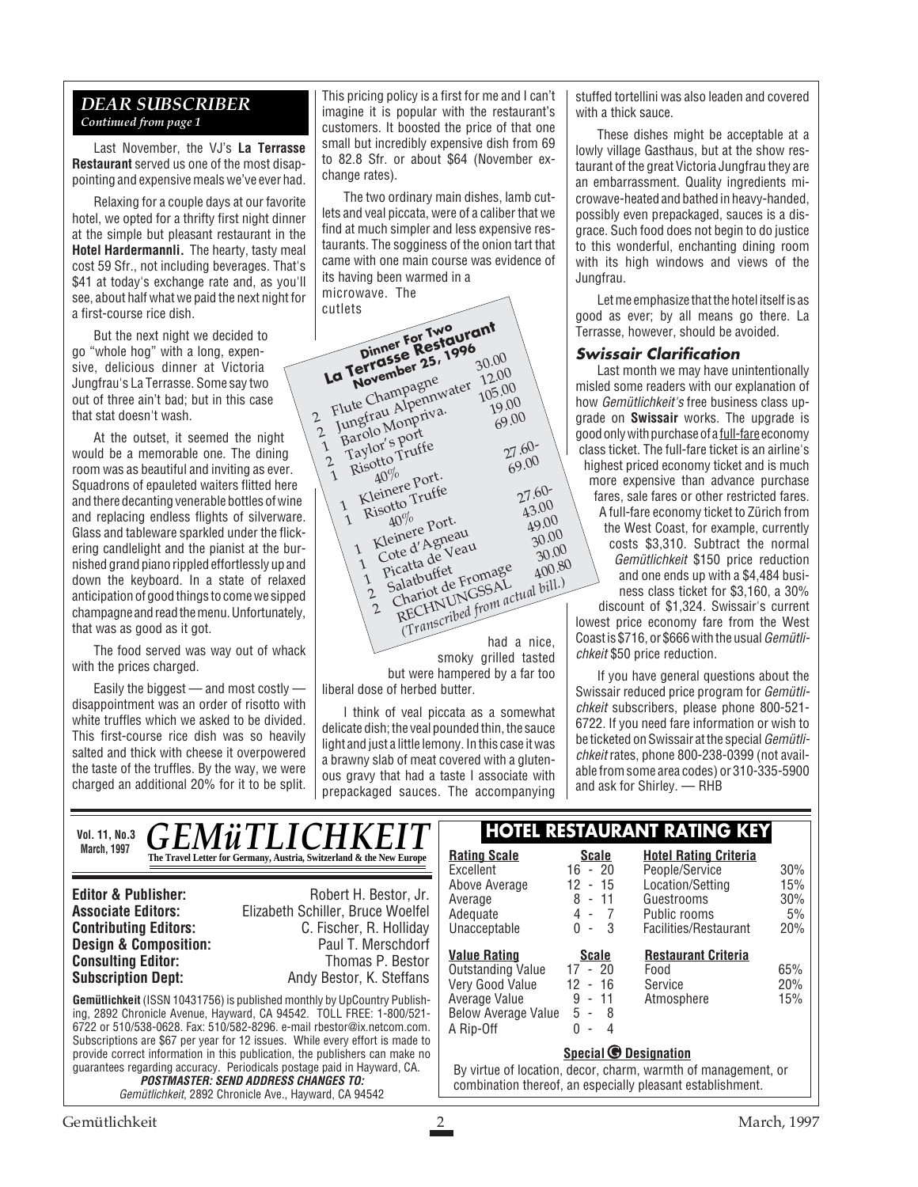## DEAR SUBSCRIBER

*Continued from page 1*

Last November, the VJ's **La Terrasse Restaurant** served us one of the most disappointing and expensive meals we've ever had.

Relaxing for a couple days at our favorite hotel, we opted for a thrifty first night dinner at the simple but pleasant restaurant in the **Hotel Hardermannli.** The hearty, tasty meal cost 59 Sfr., not including beverages. That's $41 at today's exchange rate and, as you'll see, about half what we paid the next night for a first-course rice dish.

But the next night we decided to go "whole hog" with a long, expensive, delicious dinner at Victoria Jungfrau's La Terrasse. Some say two out of three ain't bad; but in this case that stat doesn't wash.

At the outset, it seemed the night would be a memorable one. The dining room was as beautiful and inviting as ever. Squadrons of epauleted waiters flitted here and there decanting venerable bottles of wine and replacing endless flights of silverware. Glass and tableware sparkled under the flickering candlelight and the pianist at the burnished grand piano rippled effortlessly up and down the keyboard. In a state of relaxed anticipation of good things to come we sipped champagne and read the menu. Unfortunately, that was as good as it got.

The food served was way out of whack with the prices charged.

Easily the biggest — and most costly — disappointment was an order of risotto with white truffles which we asked to be divided. This first-course rice dish was so heavily salted and thick with cheese it overpowered the taste of the truffles. By the way, we were charged an additional 20% for it to be split. This pricing policy is a first for me and I can't imagine it is popular with the restaurant's customers. It boosted the price of that one small but incredibly expensive dish from 69 to 82.8 Sfr. or about $64 (November exchange rates).

The two ordinary main dishes, lamb cutlets and veal piccata, were of a caliber that we find at much simpler and less expensive restaurants. The sogginess of the onion tart that came with one main course was evidence of its having been warmed in a microwave. The cutlets had a nice, smoky grilled tasted but were hampered by a far too liberal dose of herbed butter.

**Dinner For Two**
**La Terrasse Restaurant**
**November 25, 1996**

| | | |
|---|---|---|
| 2 | Flute Champagne | 30.00 |
| 2 | Jungfrau Alpennwater | 12.00 |
| 1 | Barolo Monpriva. | 105.00 |
| 2 | Taylor's port | 19.00 |
| 1 | Risotto Truffe | 69.00 |
| | 40% | 27.60- |
| 1 | Kleinere Port. | 69.00 |
| 1 | Risotto Truffe | |
| | 40% | 27.60- |
| 1 | Kleinere Port. | 43.00 |
| 1 | Cote d'Agneau | 49.00 |
| 1 | Picatta de Veau | 30.00 |
| 2 | Salatbuffet | 30.00 |
| 2 | Chariot de Fromage | |
| | RECHNUNGSSAL | 400.80 |

*(Transcribed from actual bill.)*

I think of veal piccata as a somewhat delicate dish; the veal pounded thin, the sauce light and just a little lemony. In this case it was a brawny slab of meat covered with a glutenous gravy that had a taste I associate with prepackaged sauces. The accompanying stuffed tortellini was also leaden and covered with a thick sauce.

These dishes might be acceptable at a lowly village Gasthaus, but at the show restaurant of the great Victoria Jungfrau they are an embarrassment. Quality ingredients microwave-heated and bathed in heavy-handed, possibly even prepackaged, sauces is a disgrace. Such food does not begin to do justice to this wonderful, enchanting dining room with its high windows and views of the Jungfrau.

Let me emphasize that the hotel itself is as good as ever; by all means go there. La Terrasse, however, should be avoided.

### Swissair Clarification

Last month we may have unintentionally misled some readers with our explanation of how *Gemütlichkeit's* free business class upgrade on **Swissair** works. The upgrade is good only with purchase of a full-fare economy class ticket. The full-fare ticket is an airline's highest priced economy ticket and is much more expensive than advance purchase fares, sale fares or other restricted fares. A full-fare economy ticket to Zürich from the West Coast, for example, currently costs $3,310. Subtract the normal *Gemütlichkeit* $150 price reduction and one ends up with a $4,484 business class ticket for $3,160, a 30% discount of $1,324. Swissair's current lowest price economy fare from the West Coast is $716, or $666 with the usual *Gemütlichkeit* $50 price reduction.

If you have general questions about the Swissair reduced price program for *Gemütlichkeit* subscribers, please phone 800-521-6722. If you need fare information or wish to be ticketed on Swissair at the special *Gemütlichkeit* rates, phone 800-238-0399 (not available from some area codes) or 310-335-5900 and ask for Shirley. — RHB

---

Vol. 11, No.3
March, 1997

# *GEMüTLICHKEIT*

**The Travel Letter for Germany, Austria, Switzerland & the New Europe**

| | |
|---|---|
| **Editor & Publisher:** | Robert H. Bestor, Jr. |
| **Associate Editors:** | Elizabeth Schiller, Bruce Woelfel |
| **Contributing Editors:** | C. Fischer, R. Holliday |
| **Design & Composition:** | Paul T. Merschdorf |
| **Consulting Editor:** | Thomas P. Bestor |
| **Subscription Dept:** | Andy Bestor, K. Steffans |

**Gemütlichkeit** (ISSN 10431756) is published monthly by UpCountry Publishing, 2892 Chronicle Avenue, Hayward, CA 94542. TOLL FREE: 1-800/521-6722 or 510/538-0628. Fax: 510/582-8296. e-mail rbestor@ix.netcom.com. Subscriptions are $67 per year for 12 issues. While every effort is made to provide correct information in this publication, the publishers can make no guarantees regarding accuracy. Periodicals postage paid in Hayward, CA.

***POSTMASTER: SEND ADDRESS CHANGES TO:***
*Gemütlichkeit*, 2892 Chronicle Ave., Hayward, CA 94542

## HOTEL RESTAURANT RATING KEY

| Rating Scale | Scale |
|---|---|
| Excellent | 16 - 20 |
| Above Average | 12 - 15 |
| Average | 8 - 11 |
| Adequate | 4 - 7 |
| Unacceptable | 0 - 3 |

| Hotel Rating Criteria | |
|---|---|
| People/Service | 30% |
| Location/Setting | 15% |
| Guestrooms | 30% |
| Public rooms | 5% |
| Facilities/Restaurant | 20% |

| Value Rating | Scale |
|---|---|
| Outstanding Value | 17 - 20 |
| Very Good Value | 12 - 16 |
| Average Value | 9 - 11 |
| Below Average Value | 5 - 8 |
| A Rip-Off | 0 - 4 |

| Restaurant Criteria | |
|---|---|
| Food | 65% |
| Service | 20% |
| Atmosphere | 15% |

**Special G Designation**

By virtue of location, decor, charm, warmth of management, or combination thereof, an especially pleasant establishment.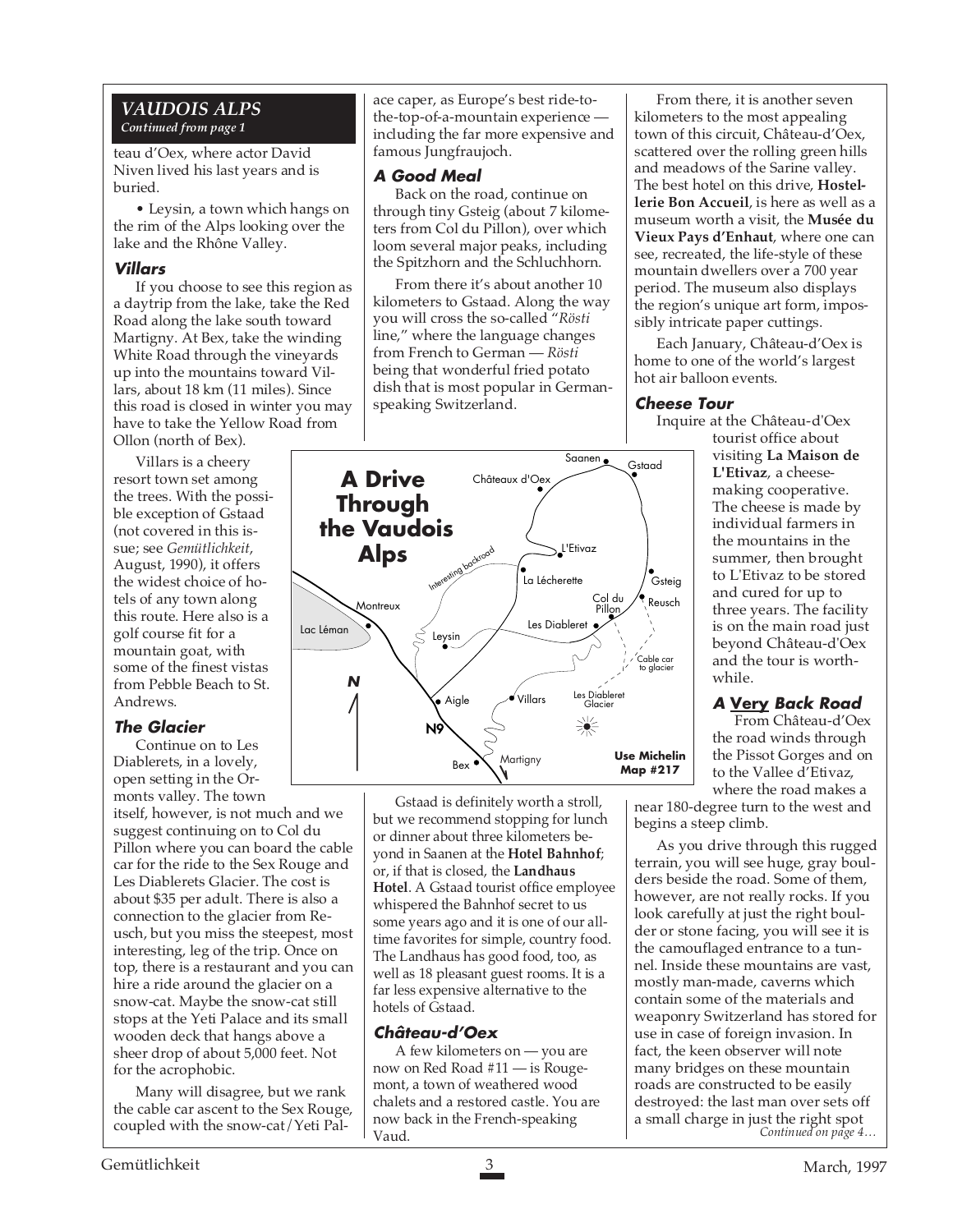## *VAUDOIS ALPS*

*Continued from page 1*

teau d'Oex, where actor David Niven lived his last years and is buried.

• Leysin, a town which hangs on the rim of the Alps looking over the lake and the Rhône Valley.

### *Villars*

If you choose to see this region as a daytrip from the lake, take the Red Road along the lake south toward Martigny. At Bex, take the winding White Road through the vineyards up into the mountains toward Villars, about 18 km (11 miles). Since this road is closed in winter you may have to take the Yellow Road from Ollon (north of Bex).

Villars is a cheery resort town set among the trees. With the possible exception of Gstaad (not covered in this issue; see *Gemütlichkeit*, August, 1990), it offers the widest choice of hotels of any town along this route. Here also is a golf course fit for a mountain goat, with some of the finest vistas from Pebble Beach to St. Andrews.

### *The Glacier*

Continue on to Les Diablerets, in a lovely, open setting in the Ormonts valley. The town itself, however, is not much and we suggest continuing on to Col du Pillon where you can board the cable car for the ride to the Sex Rouge and Les Diablerets Glacier. The cost is about $35 per adult. There is also a connection to the glacier from Reusch, but you miss the steepest, most interesting, leg of the trip. Once on top, there is a restaurant and you can hire a ride around the glacier on a snow-cat. Maybe the snow-cat still stops at the Yeti Palace and its small wooden deck that hangs above a sheer drop of about 5,000 feet. Not for the acrophobic.

Many will disagree, but we rank the cable car ascent to the Sex Rouge, coupled with the snow-cat/Yeti Palace caper, as Europe's best ride-to-the-top-of-a-mountain experience — including the far more expensive and famous Jungfraujoch.

### *A Good Meal*

Back on the road, continue on through tiny Gsteig (about 7 kilometers from Col du Pillon), over which loom several major peaks, including the Spitzhorn and the Schluchhorn.

From there it's about another 10 kilometers to Gstaad. Along the way you will cross the so-called "*Rösti* line," where the language changes from French to German — *Rösti* being that wonderful fried potato dish that is most popular in German-speaking Switzerland.

**A Drive Through the Vaudois Alps**

Saanen, Gstaad, Châteaux d'Oex, L'Etivaz, Interesting backroad, La Lécherette, Gsteig, Col du Pillon, Reusch, Montreux, Les Diableret, Lac Léman, Leysin, Cable car to glacier, N, Les Diableret Glacier, Aigle, Villars, N9, Bex, Martigny

**Use Michelin Map #217**

Gstaad is definitely worth a stroll, but we recommend stopping for lunch or dinner about three kilometers beyond in Saanen at the **Hotel Bahnhof**; or, if that is closed, the **Landhaus Hotel**. A Gstaad tourist office employee whispered the Bahnhof secret to us some years ago and it is one of our all-time favorites for simple, country food. The Landhaus has good food, too, as well as 18 pleasant guest rooms. It is a far less expensive alternative to the hotels of Gstaad.

### *Château-d'Oex*

A few kilometers on — you are now on Red Road #11 — is Rougemont, a town of weathered wood chalets and a restored castle. You are now back in the French-speaking Vaud.

From there, it is another seven kilometers to the most appealing town of this circuit, Château-d'Oex, scattered over the rolling green hills and meadows of the Sarine valley. The best hotel on this drive, **Hostellerie Bon Accueil**, is here as well as a museum worth a visit, the **Musée du Vieux Pays d'Enhaut**, where one can see, recreated, the life-style of these mountain dwellers over a 700 year period. The museum also displays the region's unique art form, impossibly intricate paper cuttings.

Each January, Château-d'Oex is home to one of the world's largest hot air balloon events.

### *Cheese Tour*

Inquire at the Château-d'Oex tourist office about visiting **La Maison de L'Etivaz**, a cheese-making cooperative. The cheese is made by individual farmers in the mountains in the summer, then brought to L'Etivaz to be stored and cured for up to three years. The facility is on the main road just beyond Château-d'Oex and the tour is worthwhile.

### *A Very Back Road*

From Château-d'Oex the road winds through the Pissot Gorges and on to the Vallee d'Etivaz, where the road makes a near 180-degree turn to the west and begins a steep climb.

As you drive through this rugged terrain, you will see huge, gray boulders beside the road. Some of them, however, are not really rocks. If you look carefully at just the right boulder or stone facing, you will see it is the camouflaged entrance to a tunnel. Inside these mountains are vast, mostly man-made, caverns which contain some of the materials and weaponry Switzerland has stored for use in case of foreign invasion. In fact, the keen observer will note many bridges on these mountain roads are constructed to be easily destroyed: the last man over sets off a small charge in just the right spot

*Continued on page 4…*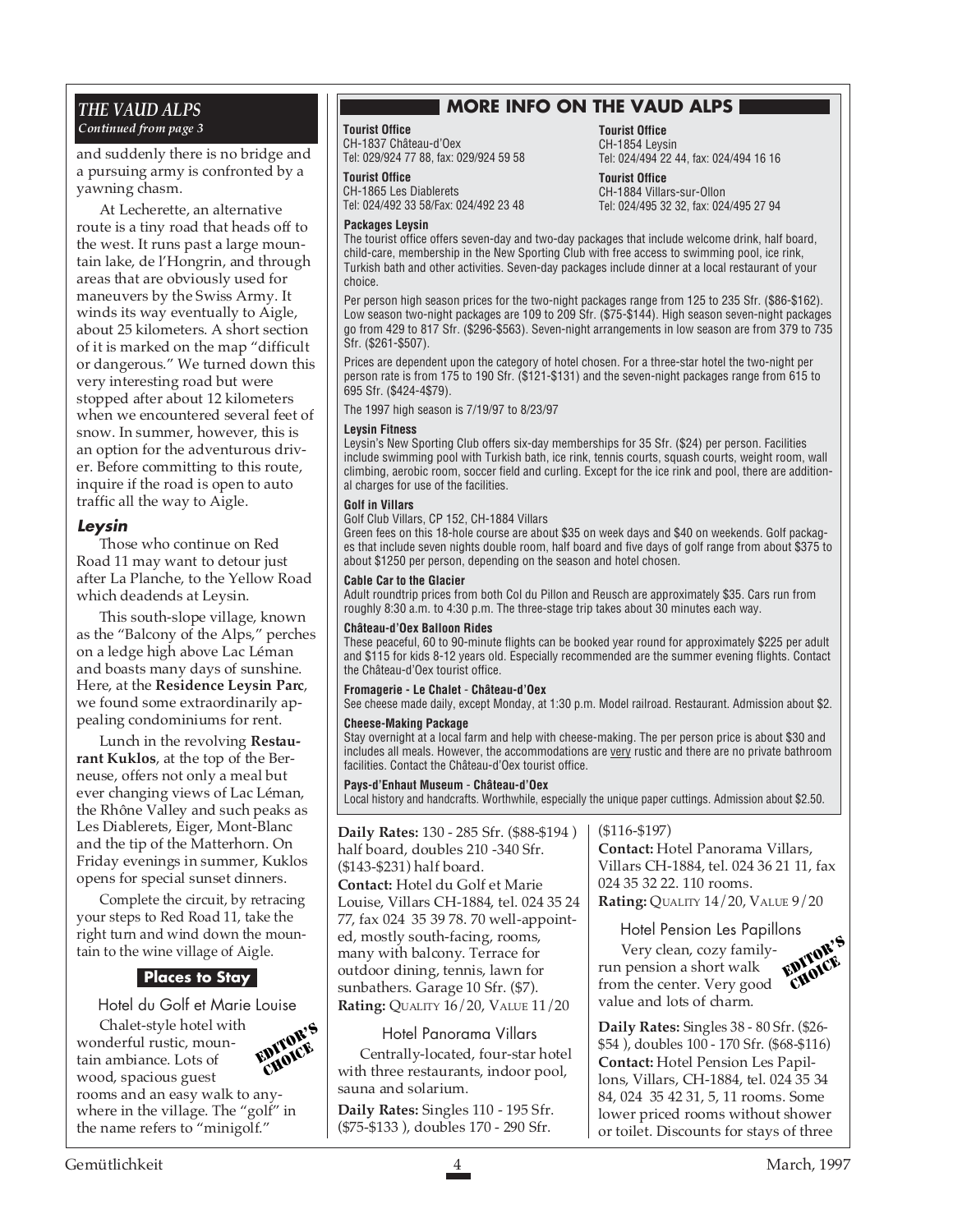*THE VAUD ALPS*
*Continued from page 3*

and suddenly there is no bridge and a pursuing army is confronted by a yawning chasm.

At Lecherette, an alternative route is a tiny road that heads off to the west. It runs past a large mountain lake, de l'Hongrin, and through areas that are obviously used for maneuvers by the Swiss Army. It winds its way eventually to Aigle, about 25 kilometers. A short section of it is marked on the map "difficult or dangerous." We turned down this very interesting road but were stopped after about 12 kilometers when we encountered several feet of snow. In summer, however, this is an option for the adventurous driver. Before committing to this route, inquire if the road is open to auto traffic all the way to Aigle.

### Leysin

Those who continue on Red Road 11 may want to detour just after La Planche, to the Yellow Road which deadends at Leysin.

This south-slope village, known as the "Balcony of the Alps," perches on a ledge high above Lac Léman and boasts many days of sunshine. Here, at the **Residence Leysin Parc**, we found some extraordinarily appealing condominiums for rent.

Lunch in the revolving **Restaurant Kuklos**, at the top of the Berneuse, offers not only a meal but ever changing views of Lac Léman, the Rhône Valley and such peaks as Les Diablerets, Eiger, Mont-Blanc and the tip of the Matterhorn. On Friday evenings in summer, Kuklos opens for special sunset dinners.

Complete the circuit, by retracing your steps to Red Road 11, take the right turn and wind down the mountain to the wine village of Aigle.

## MORE INFO ON THE VAUD ALPS

**Tourist Office**
CH-1837 Château-d'Oex
Tel: 029/924 77 88, fax: 029/924 59 58

**Tourist Office**
CH-1865 Les Diablerets
Tel: 024/492 33 58/Fax: 024/492 23 48

**Tourist Office**
CH-1854 Leysin
Tel: 024/494 22 44, fax: 024/494 16 16

**Tourist Office**
CH-1884 Villars-sur-Ollon
Tel: 024/495 32 32, fax: 024/495 27 94

**Packages Leysin**
The tourist office offers seven-day and two-day packages that include welcome drink, half board, child-care, membership in the New Sporting Club with free access to swimming pool, ice rink, Turkish bath and other activities. Seven-day packages include dinner at a local restaurant of your choice.

Per person high season prices for the two-night packages range from 125 to 235 Sfr. ($86-$162). Low season two-night packages are 109 to 209 Sfr. ($75-$144). High season seven-night packages go from 429 to 817 Sfr. ($296-$563). Seven-night arrangements in low season are from 379 to 735 Sfr. ($261-$507).

Prices are dependent upon the category of hotel chosen. For a three-star hotel the two-night per person rate is from 175 to 190 Sfr. ($121-$131) and the seven-night packages range from 615 to 695 Sfr. ($424-4$79).

The 1997 high season is 7/19/97 to 8/23/97

**Leysin Fitness**
Leysin's New Sporting Club offers six-day memberships for 35 Sfr. ($24) per person. Facilities include swimming pool with Turkish bath, ice rink, tennis courts, squash courts, weight room, wall climbing, aerobic room, soccer field and curling. Except for the ice rink and pool, there are additional charges for use of the facilities.

**Golf in Villars**
Golf Club Villars, CP 152, CH-1884 Villars
Green fees on this 18-hole course are about $35 on week days and $40 on weekends. Golf packages that include seven nights double room, half board and five days of golf range from about $375 to about $1250 per person, depending on the season and hotel chosen.

**Cable Car to the Glacier**
Adult roundtrip prices from both Col du Pillon and Reusch are approximately $35. Cars run from roughly 8:30 a.m. to 4:30 p.m. The three-stage trip takes about 30 minutes each way.

**Château-d'Oex Balloon Rides**
These peaceful, 60 to 90-minute flights can be booked year round for approximately $225 per adult and $115 for kids 8-12 years old. Especially recommended are the summer evening flights. Contact the Château-d'Oex tourist office.

**Fromagerie - Le Chalet - Château-d'Oex**
See cheese made daily, except Monday, at 1:30 p.m. Model railroad. Restaurant. Admission about $2.

**Cheese-Making Package**
Stay overnight at a local farm and help with cheese-making. The per person price is about $30 and includes all meals. However, the accommodations are very rustic and there are no private bathroom facilities. Contact the Château-d'Oex tourist office.

**Pays-d'Enhaut Museum - Château-d'Oex**
Local history and handcrafts. Worthwhile, especially the unique paper cuttings. Admission about $2.50.

## Places to Stay

### Hotel du Golf et Marie Louise

EDITOR'S CHOICE

Chalet-style hotel with wonderful rustic, mountain ambiance. Lots of wood, spacious guest rooms and an easy walk to anywhere in the village. The "golf" in the name refers to "minigolf."

**Daily Rates:** 130 - 285 Sfr. ($88-$194 ) half board, doubles 210 -340 Sfr. ($143-$231) half board.
**Contact:** Hotel du Golf et Marie Louise, Villars CH-1884, tel. 024 35 24 77, fax 024 35 39 78. 70 well-appointed, mostly south-facing, rooms, many with balcony. Terrace for outdoor dining, tennis, lawn for sunbathers. Garage 10 Sfr. ($7).
**Rating:** QUALITY 16/20, VALUE 11/20

### Hotel Panorama Villars

Centrally-located, four-star hotel with three restaurants, indoor pool, sauna and solarium.

**Daily Rates:** Singles 110 - 195 Sfr. ($75-$133 ), doubles 170 - 290 Sfr. ($116-$197)
**Contact:** Hotel Panorama Villars, Villars CH-1884, tel. 024 36 21 11, fax 024 35 32 22. 110 rooms.
**Rating:** QUALITY 14/20, VALUE 9/20

### Hotel Pension Les Papillons

EDITOR'S CHOICE

Very clean, cozy family-run pension a short walk from the center. Very good value and lots of charm.

**Daily Rates:** Singles 38 - 80 Sfr. ($26-$54 ), doubles 100 - 170 Sfr. ($68-$116)
**Contact:** Hotel Pension Les Papillons, Villars, CH-1884, tel. 024 35 34 84, 024 35 42 31, 5, 11 rooms. Some lower priced rooms without shower or toilet. Discounts for stays of three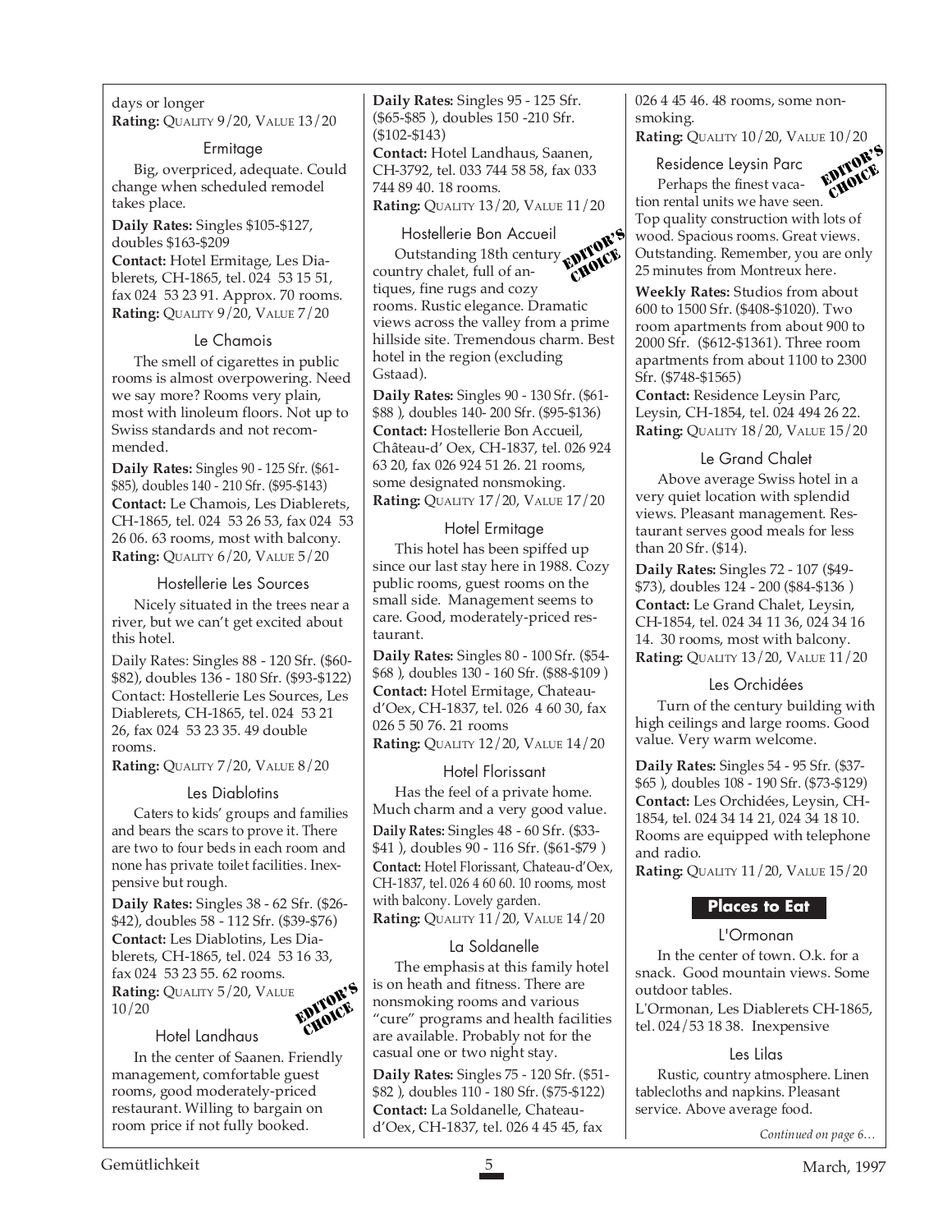days or longer
**Rating:** Quality 9/20, Value 13/20

### Ermitage

Big, overpriced, adequate. Could change when scheduled remodel takes place.

**Daily Rates:** Singles $105-$127, doubles $163-$209
**Contact:** Hotel Ermitage, Les Diablerets, CH-1865, tel. 024 53 15 51, fax 024 53 23 91. Approx. 70 rooms.
**Rating:** Quality 9/20, Value 7/20

### Le Chamois

The smell of cigarettes in public rooms is almost overpowering. Need we say more? Rooms very plain, most with linoleum floors. Not up to Swiss standards and not recommended.

**Daily Rates:** Singles 90 - 125 Sfr. ($61-$85), doubles 140 - 210 Sfr. ($95-$143)
**Contact:** Le Chamois, Les Diablerets, CH-1865, tel. 024 53 26 53, fax 024 53 26 06. 63 rooms, most with balcony.
**Rating:** Quality 6/20, Value 5/20

### Hostellerie Les Sources

Nicely situated in the trees near a river, but we can't get excited about this hotel.

Daily Rates: Singles 88 - 120 Sfr. ($60-$82), doubles 136 - 180 Sfr. ($93-$122)
Contact: Hostellerie Les Sources, Les Diablerets, CH-1865, tel. 024 53 21 26, fax 024 53 23 35. 49 double rooms.
**Rating:** Quality 7/20, Value 8/20

### Les Diablotins

Caters to kids' groups and families and bears the scars to prove it. There are two to four beds in each room and none has private toilet facilities. Inexpensive but rough.

**Daily Rates:** Singles 38 - 62 Sfr. ($26-$42), doubles 58 - 112 Sfr. ($39-$76)
**Contact:** Les Diablotins, Les Diablerets, CH-1865, tel. 024 53 16 33, fax 024 53 23 55. 62 rooms.
**Rating:** Quality 5/20, Value 10/20

### Hotel Landhaus

EDITOR'S CHOICE

In the center of Saanen. Friendly management, comfortable guest rooms, good moderately-priced restaurant. Willing to bargain on room price if not fully booked.

**Daily Rates:** Singles 95 - 125 Sfr. ($65-$85 ), doubles 150 -210 Sfr. ($102-$143)
**Contact:** Hotel Landhaus, Saanen, CH-3792, tel. 033 744 58 58, fax 033 744 89 40. 18 rooms.
**Rating:** Quality 13/20, Value 11/20

### Hostellerie Bon Accueil

EDITOR'S CHOICE

Outstanding 18th century country chalet, full of antiques, fine rugs and cozy rooms. Rustic elegance. Dramatic views across the valley from a prime hillside site. Tremendous charm. Best hotel in the region (excluding Gstaad).

**Daily Rates:** Singles 90 - 130 Sfr. ($61-$88 ), doubles 140- 200 Sfr. ($95-$136)
**Contact:** Hostellerie Bon Accueil, Château-d' Oex, CH-1837, tel. 026 924 63 20, fax 026 924 51 26. 21 rooms, some designated nonsmoking.
**Rating:** Quality 17/20, Value 17/20

### Hotel Ermitage

This hotel has been spiffed up since our last stay here in 1988. Cozy public rooms, guest rooms on the small side. Management seems to care. Good, moderately-priced restaurant.

**Daily Rates:** Singles 80 - 100 Sfr. ($54-$68 ), doubles 130 - 160 Sfr. ($88-$109 )
**Contact:** Hotel Ermitage, Chateau-d'Oex, CH-1837, tel. 026 4 60 30, fax 026 5 50 76. 21 rooms
**Rating:** Quality 12/20, Value 14/20

### Hotel Florissant

Has the feel of a private home. Much charm and a very good value.

**Daily Rates:** Singles 48 - 60 Sfr. ($33-$41 ), doubles 90 - 116 Sfr. ($61-$79 )
**Contact:** Hotel Florissant, Chateau-d'Oex, CH-1837, tel. 026 4 60 60. 10 rooms, most with balcony. Lovely garden.
**Rating:** Quality 11/20, Value 14/20

### La Soldanelle

The emphasis at this family hotel is on heath and fitness. There are nonsmoking rooms and various "cure" programs and health facilities are available. Probably not for the casual one or two night stay.

**Daily Rates:** Singles 75 - 120 Sfr. ($51-$82 ), doubles 110 - 180 Sfr. ($75-$122)
**Contact:** La Soldanelle, Chateau-d'Oex, CH-1837, tel. 026 4 45 45, fax 026 4 45 46. 48 rooms, some non-smoking.
**Rating:** Quality 10/20, Value 10/20

### Residence Leysin Parc

EDITOR'S CHOICE

Perhaps the finest vacation rental units we have seen. Top quality construction with lots of wood. Spacious rooms. Great views. Outstanding. Remember, you are only 25 minutes from Montreux here.

**Weekly Rates:** Studios from about 600 to 1500 Sfr. ($408-$1020). Two room apartments from about 900 to 2000 Sfr. ($612-$1361). Three room apartments from about 1100 to 2300 Sfr. ($748-$1565)
**Contact:** Residence Leysin Parc, Leysin, CH-1854, tel. 024 494 26 22.
**Rating:** Quality 18/20, Value 15/20

### Le Grand Chalet

Above average Swiss hotel in a very quiet location with splendid views. Pleasant management. Restaurant serves good meals for less than 20 Sfr. ($14).

**Daily Rates:** Singles 72 - 107 ($49-$73), doubles 124 - 200 ($84-$136 )
**Contact:** Le Grand Chalet, Leysin, CH-1854, tel. 024 34 11 36, 024 34 16 14. 30 rooms, most with balcony.
**Rating:** Quality 13/20, Value 11/20

### Les Orchidées

Turn of the century building with high ceilings and large rooms. Good value. Very warm welcome.

**Daily Rates:** Singles 54 - 95 Sfr. ($37-$65 ), doubles 108 - 190 Sfr. ($73-$129)
**Contact:** Les Orchidées, Leysin, CH-1854, tel. 024 34 14 21, 024 34 18 10. Rooms are equipped with telephone and radio.
**Rating:** Quality 11/20, Value 15/20

## Places to Eat

### L'Ormonan

In the center of town. O.k. for a snack. Good mountain views. Some outdoor tables.
L'Ormonan, Les Diablerets CH-1865, tel. 024/53 18 38. Inexpensive

### Les Lilas

Rustic, country atmosphere. Linen tablecloths and napkins. Pleasant service. Above average food.

*Continued on page 6…*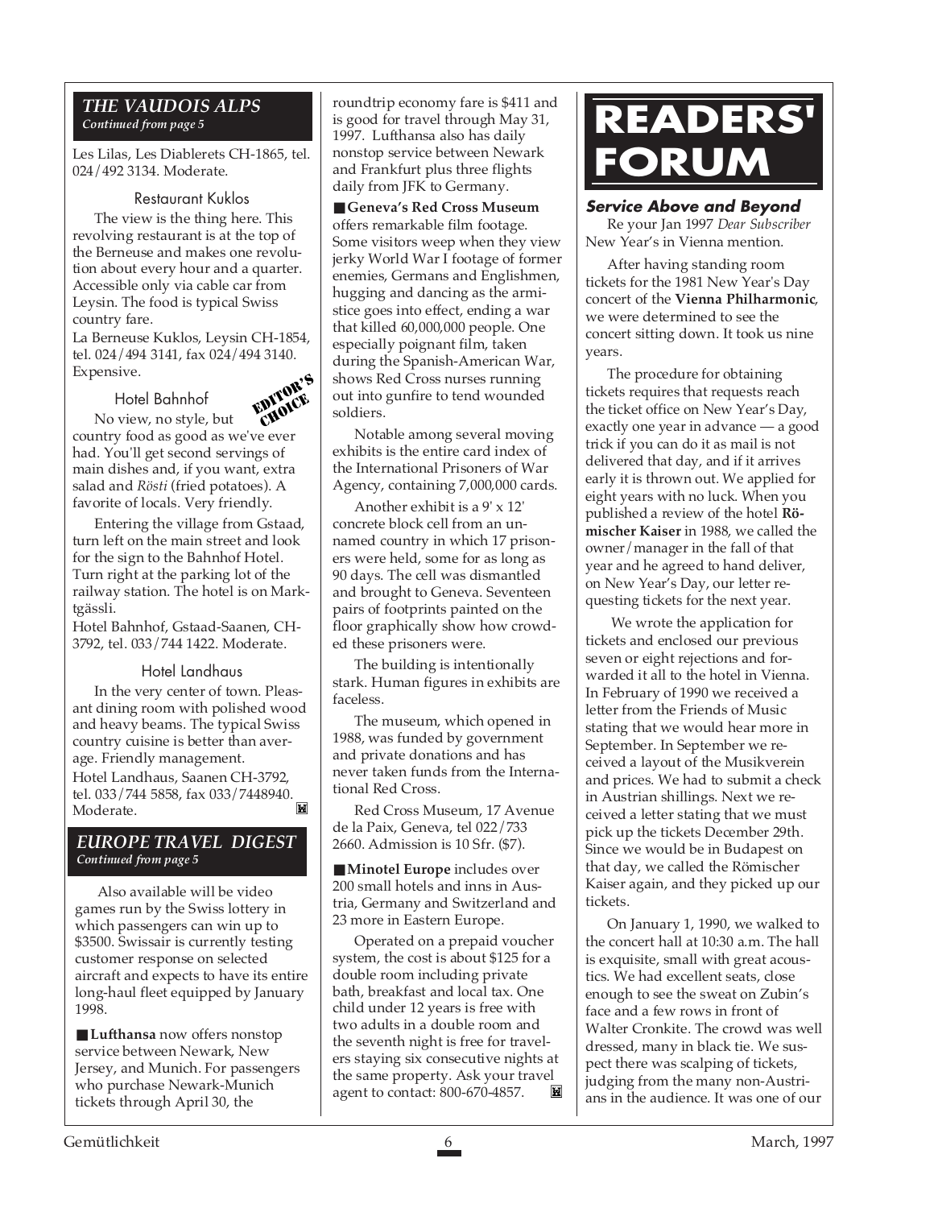### *THE VAUDOIS ALPS*
*Continued from page 5*

Les Lilas, Les Diablerets CH-1865, tel. 024/492 3134. Moderate.

#### Restaurant Kuklos

The view is the thing here. This revolving restaurant is at the top of the Berneuse and makes one revolution about every hour and a quarter. Accessible only via cable car from Leysin. The food is typical Swiss country fare.

La Berneuse Kuklos, Leysin CH-1854, tel. 024/494 3141, fax 024/494 3140. Expensive.

#### Hotel Bahnhof

EDITOR'S CHOICE

No view, no style, but country food as good as we've ever had. You'll get second servings of main dishes and, if you want, extra salad and *Rösti* (fried potatoes). A favorite of locals. Very friendly.

Entering the village from Gstaad, turn left on the main street and look for the sign to the Bahnhof Hotel. Turn right at the parking lot of the railway station. The hotel is on Marktgässli.

Hotel Bahnhof, Gstaad-Saanen, CH-3792, tel. 033/744 1422. Moderate.

#### Hotel Landhaus

In the very center of town. Pleasant dining room with polished wood and heavy beams. The typical Swiss country cuisine is better than average. Friendly management.

Hotel Landhaus, Saanen CH-3792, tel. 033/744 5858, fax 033/7448940. Moderate.

### *EUROPE TRAVEL DIGEST*
*Continued from page 5*

Also available will be video games run by the Swiss lottery in which passengers can win up to $3500. Swissair is currently testing customer response on selected aircraft and expects to have its entire long-haul fleet equipped by January 1998.

■ **Lufthansa** now offers nonstop service between Newark, New Jersey, and Munich. For passengers who purchase Newark-Munich tickets through April 30, the roundtrip economy fare is $411 and is good for travel through May 31, 1997. Lufthansa also has daily nonstop service between Newark and Frankfurt plus three flights daily from JFK to Germany.

■ **Geneva's Red Cross Museum** offers remarkable film footage. Some visitors weep when they view jerky World War I footage of former enemies, Germans and Englishmen, hugging and dancing as the armistice goes into effect, ending a war that killed 60,000,000 people. One especially poignant film, taken during the Spanish-American War, shows Red Cross nurses running out into gunfire to tend wounded soldiers.

Notable among several moving exhibits is the entire card index of the International Prisoners of War Agency, containing 7,000,000 cards.

Another exhibit is a 9' x 12' concrete block cell from an unnamed country in which 17 prisoners were held, some for as long as 90 days. The cell was dismantled and brought to Geneva. Seventeen pairs of footprints painted on the floor graphically show how crowded these prisoners were.

The building is intentionally stark. Human figures in exhibits are faceless.

The museum, which opened in 1988, was funded by government and private donations and has never taken funds from the International Red Cross.

Red Cross Museum, 17 Avenue de la Paix, Geneva, tel 022/733 2660. Admission is 10 Sfr. ($7).

■ **Minotel Europe** includes over 200 small hotels and inns in Austria, Germany and Switzerland and 23 more in Eastern Europe.

Operated on a prepaid voucher system, the cost is about $125 for a double room including private bath, breakfast and local tax. One child under 12 years is free with two adults in a double room and the seventh night is free for travelers staying six consecutive nights at the same property. Ask your travel agent to contact: 800-670-4857.

# READERS' FORUM

### Service Above and Beyond

Re your Jan 1997 *Dear Subscriber* New Year's in Vienna mention.

After having standing room tickets for the 1981 New Year's Day concert of the **Vienna Philharmonic**, we were determined to see the concert sitting down. It took us nine years.

The procedure for obtaining tickets requires that requests reach the ticket office on New Year's Day, exactly one year in advance — a good trick if you can do it as mail is not delivered that day, and if it arrives early it is thrown out. We applied for eight years with no luck. When you published a review of the hotel **Römischer Kaiser** in 1988, we called the owner/manager in the fall of that year and he agreed to hand deliver, on New Year's Day, our letter requesting tickets for the next year.

We wrote the application for tickets and enclosed our previous seven or eight rejections and forwarded it all to the hotel in Vienna. In February of 1990 we received a letter from the Friends of Music stating that we would hear more in September. In September we received a layout of the Musikverein and prices. We had to submit a check in Austrian shillings. Next we received a letter stating that we must pick up the tickets December 29th. Since we would be in Budapest on that day, we called the Römischer Kaiser again, and they picked up our tickets.

On January 1, 1990, we walked to the concert hall at 10:30 a.m. The hall is exquisite, small with great acoustics. We had excellent seats, close enough to see the sweat on Zubin's face and a few rows in front of Walter Cronkite. The crowd was well dressed, many in black tie. We suspect there was scalping of tickets, judging from the many non-Austrians in the audience. It was one of our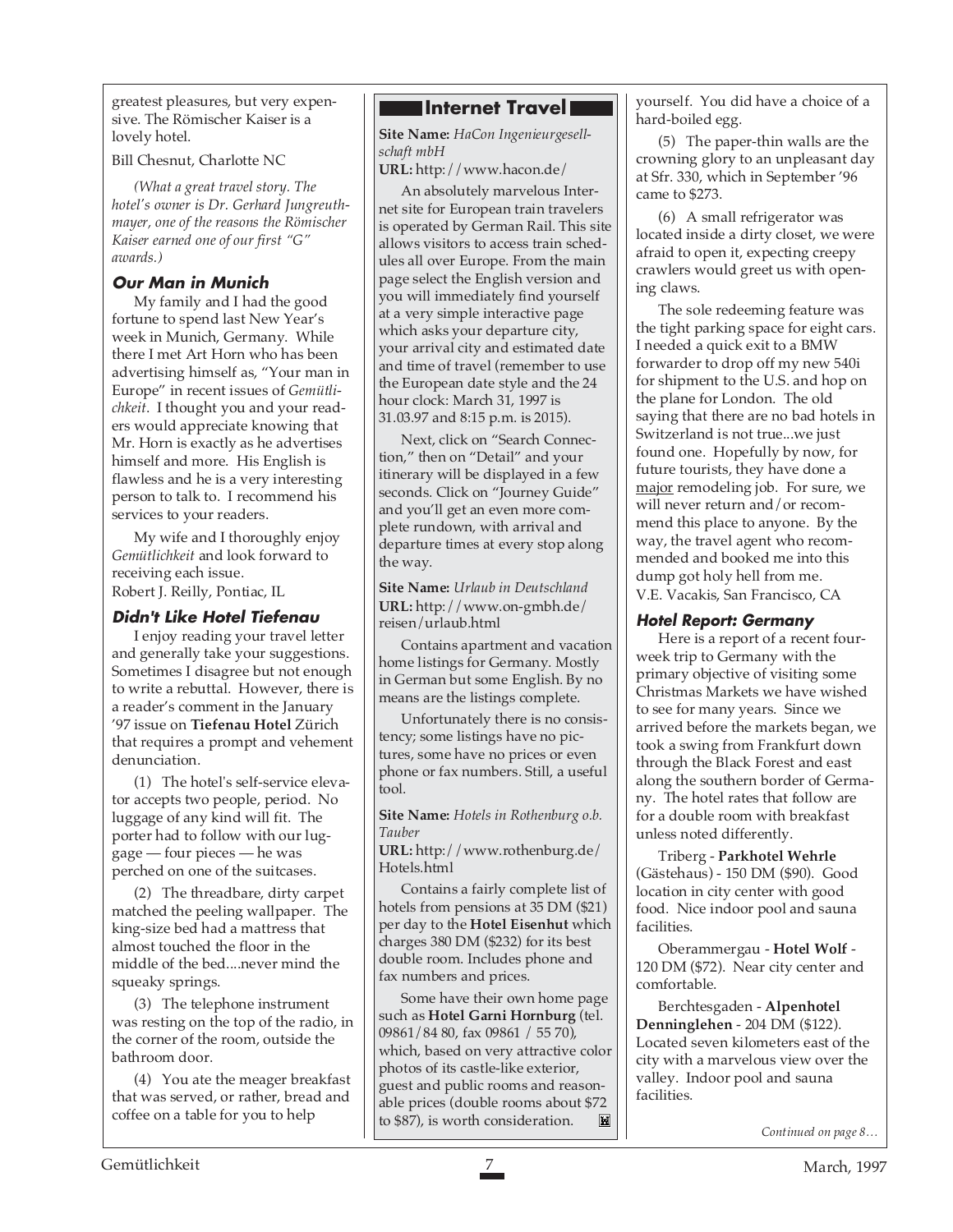greatest pleasures, but very expensive. The Römischer Kaiser is a lovely hotel.

Bill Chesnut, Charlotte NC

*(What a great travel story. The hotel's owner is Dr. Gerhard Jungreuthmayer, one of the reasons the Römischer Kaiser earned one of our first "G" awards.)*

### Our Man in Munich

My family and I had the good fortune to spend last New Year's week in Munich, Germany. While there I met Art Horn who has been advertising himself as, "Your man in Europe" in recent issues of *Gemütlichkeit*. I thought you and your readers would appreciate knowing that Mr. Horn is exactly as he advertises himself and more. His English is flawless and he is a very interesting person to talk to. I recommend his services to your readers.

My wife and I thoroughly enjoy *Gemütlichkeit* and look forward to receiving each issue.

Robert J. Reilly, Pontiac, IL

### Didn't Like Hotel Tiefenau

I enjoy reading your travel letter and generally take your suggestions. Sometimes I disagree but not enough to write a rebuttal. However, there is a reader's comment in the January '97 issue on **Tiefenau Hotel** Zürich that requires a prompt and vehement denunciation.

(1) The hotel's self-service elevator accepts two people, period. No luggage of any kind will fit. The porter had to follow with our luggage — four pieces — he was perched on one of the suitcases.

(2) The threadbare, dirty carpet matched the peeling wallpaper. The king-size bed had a mattress that almost touched the floor in the middle of the bed....never mind the squeaky springs.

(3) The telephone instrument was resting on the top of the radio, in the corner of the room, outside the bathroom door.

(4) You ate the meager breakfast that was served, or rather, bread and coffee on a table for you to help yourself. You did have a choice of a hard-boiled egg.

(5) The paper-thin walls are the crowning glory to an unpleasant day at Sfr. 330, which in September '96 came to $273.

(6) A small refrigerator was located inside a dirty closet, we were afraid to open it, expecting creepy crawlers would greet us with opening claws.

The sole redeeming feature was the tight parking space for eight cars. I needed a quick exit to a BMW forwarder to drop off my new 540i for shipment to the U.S. and hop on the plane for London. The old saying that there are no bad hotels in Switzerland is not true...we just found one. Hopefully by now, for future tourists, they have done a major remodeling job. For sure, we will never return and/or recommend this place to anyone. By the way, the travel agent who recommended and booked me into this dump got holy hell from me.

V.E. Vacakis, San Francisco, CA

### Hotel Report: Germany

Here is a report of a recent four-week trip to Germany with the primary objective of visiting some Christmas Markets we have wished to see for many years. Since we arrived before the markets began, we took a swing from Frankfurt down through the Black Forest and east along the southern border of Germany. The hotel rates that follow are for a double room with breakfast unless noted differently.

Triberg - **Parkhotel Wehrle** (Gästehaus) - 150 DM ($90). Good location in city center with good food. Nice indoor pool and sauna facilities.

Oberammergau - **Hotel Wolf** - 120 DM ($72). Near city center and comfortable.

Berchtesgaden - **Alpenhotel Denninglehen** - 204 DM ($122). Located seven kilometers east of the city with a marvelous view over the valley. Indoor pool and sauna facilities.

*Continued on page 8…*

## Internet Travel

**Site Name:** *HaCon Ingenieurgesellschaft mbH*
**URL:** http://www.hacon.de/

An absolutely marvelous Internet site for European train travelers is operated by German Rail. This site allows visitors to access train schedules all over Europe. From the main page select the English version and you will immediately find yourself at a very simple interactive page which asks your departure city, your arrival city and estimated date and time of travel (remember to use the European date style and the 24 hour clock: March 31, 1997 is 31.03.97 and 8:15 p.m. is 2015).

Next, click on "Search Connection," then on "Detail" and your itinerary will be displayed in a few seconds. Click on "Journey Guide" and you'll get an even more complete rundown, with arrival and departure times at every stop along the way.

**Site Name:** *Urlaub in Deutschland*
**URL:** http://www.on-gmbh.de/reisen/urlaub.html

Contains apartment and vacation home listings for Germany. Mostly in German but some English. By no means are the listings complete.

Unfortunately there is no consistency; some listings have no pictures, some have no prices or even phone or fax numbers. Still, a useful tool.

**Site Name:** *Hotels in Rothenburg o.b. Tauber*
**URL:** http://www.rothenburg.de/Hotels.html

Contains a fairly complete list of hotels from pensions at 35 DM ($21) per day to the **Hotel Eisenhut** which charges 380 DM ($232) for its best double room. Includes phone and fax numbers and prices.

Some have their own home page such as **Hotel Garni Hornburg** (tel. 09861/84 80, fax 09861 / 55 70), which, based on very attractive color photos of its castle-like exterior, guest and public rooms and reasonable prices (double rooms about $72 to $87), is worth consideration.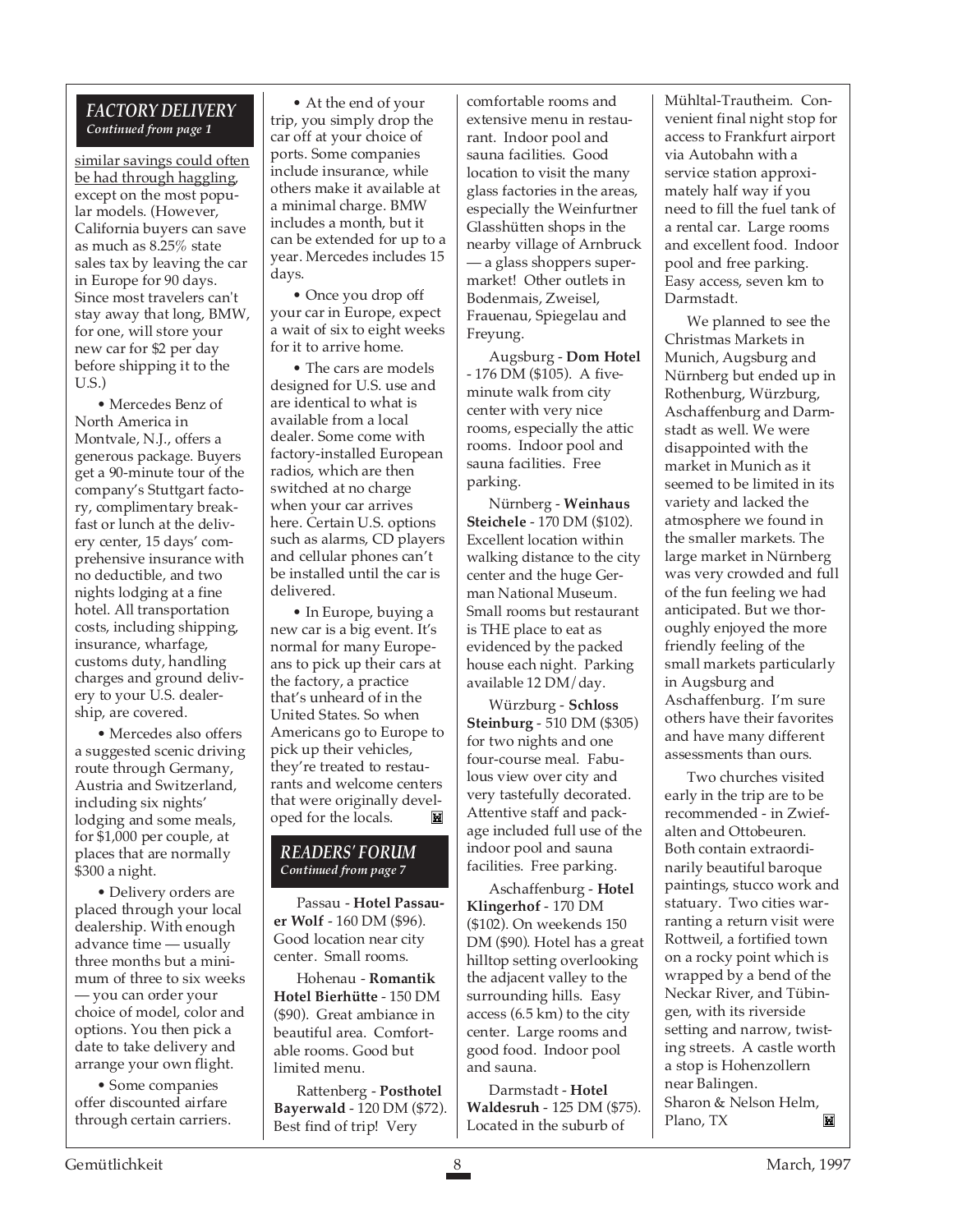## *FACTORY DELIVERY*
*Continued from page 1*

similar savings could often be had through haggling, except on the most popular models. (However, California buyers can save as much as 8.25% state sales tax by leaving the car in Europe for 90 days. Since most travelers can't stay away that long, BMW, for one, will store your new car for $2 per day before shipping it to the U.S.)

• Mercedes Benz of North America in Montvale, N.J., offers a generous package. Buyers get a 90-minute tour of the company's Stuttgart factory, complimentary breakfast or lunch at the delivery center, 15 days' comprehensive insurance with no deductible, and two nights lodging at a fine hotel. All transportation costs, including shipping, insurance, wharfage, customs duty, handling charges and ground delivery to your U.S. dealership, are covered.

• Mercedes also offers a suggested scenic driving route through Germany, Austria and Switzerland, including six nights' lodging and some meals, for $1,000 per couple, at places that are normally $300 a night.

• Delivery orders are placed through your local dealership. With enough advance time — usually three months but a minimum of three to six weeks — you can order your choice of model, color and options. You then pick a date to take delivery and arrange your own flight.

• Some companies offer discounted airfare through certain carriers.

• At the end of your trip, you simply drop the car off at your choice of ports. Some companies include insurance, while others make it available at a minimal charge. BMW includes a month, but it can be extended for up to a year. Mercedes includes 15 days.

• Once you drop off your car in Europe, expect a wait of six to eight weeks for it to arrive home.

• The cars are models designed for U.S. use and are identical to what is available from a local dealer. Some come with factory-installed European radios, which are then switched at no charge when your car arrives here. Certain U.S. options such as alarms, CD players and cellular phones can't be installed until the car is delivered.

• In Europe, buying a new car is a big event. It's normal for many Europeans to pick up their cars at the factory, a practice that's unheard of in the United States. So when Americans go to Europe to pick up their vehicles, they're treated to restaurants and welcome centers that were originally developed for the locals.

## *READERS' FORUM*
*Continued from page 7*

Passau - **Hotel Passauer Wolf** - 160 DM ($96). Good location near city center. Small rooms.

Hohenau - **Romantik Hotel Bierhütte** - 150 DM ($90). Great ambiance in beautiful area. Comfortable rooms. Good but limited menu.

Rattenberg - **Posthotel Bayerwald** - 120 DM ($72). Best find of trip! Very comfortable rooms and extensive menu in restaurant. Indoor pool and sauna facilities. Good location to visit the many glass factories in the areas, especially the Weinfurtner Glasshütten shops in the nearby village of Arnbruck — a glass shoppers supermarket! Other outlets in Bodenmais, Zweisel, Frauenau, Spiegelau and Freyung.

Augsburg - **Dom Hotel** - 176 DM ($105). A five-minute walk from city center with very nice rooms, especially the attic rooms. Indoor pool and sauna facilities. Free parking.

Nürnberg - **Weinhaus Steichele** - 170 DM ($102). Excellent location within walking distance to the city center and the huge German National Museum. Small rooms but restaurant is THE place to eat as evidenced by the packed house each night. Parking available 12 DM/day.

Würzburg - **Schloss Steinburg** - 510 DM ($305) for two nights and one four-course meal. Fabulous view over city and very tastefully decorated. Attentive staff and package included full use of the indoor pool and sauna facilities. Free parking.

Aschaffenburg - **Hotel Klingerhof** - 170 DM ($102). On weekends 150 DM ($90). Hotel has a great hilltop setting overlooking the adjacent valley to the surrounding hills. Easy access (6.5 km) to the city center. Large rooms and good food. Indoor pool and sauna.

Darmstadt - **Hotel Waldesruh** - 125 DM ($75). Located in the suburb of Mühltal-Trautheim. Convenient final night stop for access to Frankfurt airport via Autobahn with a service station approximately half way if you need to fill the fuel tank of a rental car. Large rooms and excellent food. Indoor pool and free parking. Easy access, seven km to Darmstadt.

We planned to see the Christmas Markets in Munich, Augsburg and Nürnberg but ended up in Rothenburg, Würzburg, Aschaffenburg and Darmstadt as well. We were disappointed with the market in Munich as it seemed to be limited in its variety and lacked the atmosphere we found in the smaller markets. The large market in Nürnberg was very crowded and full of the fun feeling we had anticipated. But we thoroughly enjoyed the more friendly feeling of the small markets particularly in Augsburg and Aschaffenburg. I'm sure others have their favorites and have many different assessments than ours.

Two churches visited early in the trip are to be recommended - in Zwiefalten and Ottobeuren. Both contain extraordinarily beautiful baroque paintings, stucco work and statuary. Two cities warranting a return visit were Rottweil, a fortified town on a rocky point which is wrapped by a bend of the Neckar River, and Tübingen, with its riverside setting and narrow, twisting streets. A castle worth a stop is Hohenzollern near Balingen.

Sharon & Nelson Helm, Plano, TX